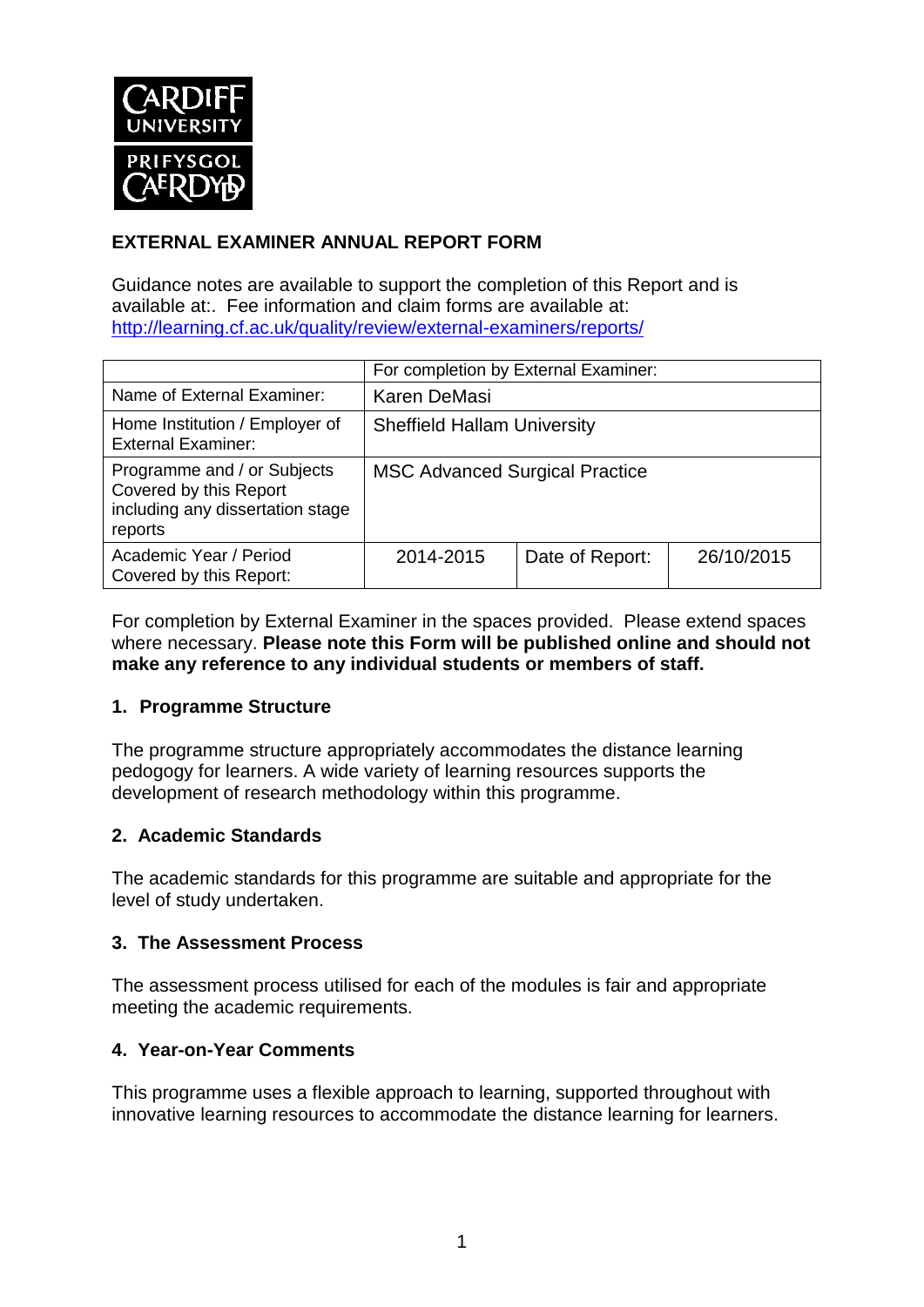# EXTERNAL EXAMINER ANNUAL REPORT FORM

Guidance notes are available to support the completion of this Report and is available at:. Fee information and claim forms are available at: http://learning.cf.ac.uk/quality/review/external-examiners/reports/

| | For completion by External Examiner: | | |
|---|---|---|---|
| Name of External Examiner: | Karen DeMasi | | |
| Home Institution / Employer of External Examiner: | Sheffield Hallam University | | |
| Programme and / or Subjects Covered by this Report including any dissertation stage reports | MSC Advanced Surgical Practice | | |
| Academic Year / Period Covered by this Report: | 2014-2015 | Date of Report: | 26/10/2015 |

For completion by External Examiner in the spaces provided. Please extend spaces where necessary. **Please note this Form will be published online and should not make any reference to any individual students or members of staff.**

## 1. Programme Structure

The programme structure appropriately accommodates the distance learning pedogogy for learners. A wide variety of learning resources supports the development of research methodology within this programme.

## 2. Academic Standards

The academic standards for this programme are suitable and appropriate for the level of study undertaken.

## 3. The Assessment Process

The assessment process utilised for each of the modules is fair and appropriate meeting the academic requirements.

## 4. Year-on-Year Comments

This programme uses a flexible approach to learning, supported throughout with innovative learning resources to accommodate the distance learning for learners.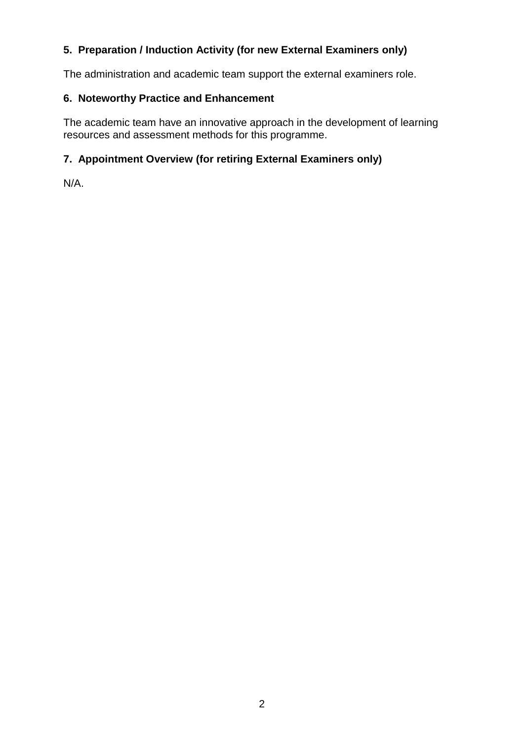**5. Preparation / Induction Activity (for new External Examiners only)**

The administration and academic team support the external examiners role.

**6. Noteworthy Practice and Enhancement**

The academic team have an innovative approach in the development of learning resources and assessment methods for this programme.

**7. Appointment Overview (for retiring External Examiners only)**

N/A.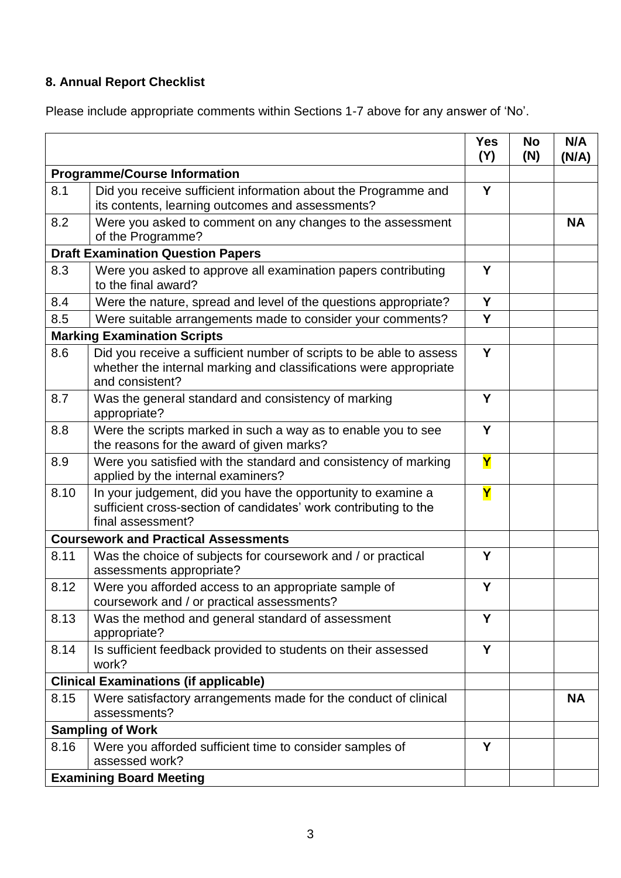## 8. Annual Report Checklist

Please include appropriate comments within Sections 1-7 above for any answer of 'No'.

| | | Yes (Y) | No (N) | N/A (N/A) |
|---|---|---|---|---|
| **Programme/Course Information** | | | | |
| 8.1 | Did you receive sufficient information about the Programme and its contents, learning outcomes and assessments? | Y | | |
| 8.2 | Were you asked to comment on any changes to the assessment of the Programme? | | | NA |
| **Draft Examination Question Papers** | | | | |
| 8.3 | Were you asked to approve all examination papers contributing to the final award? | Y | | |
| 8.4 | Were the nature, spread and level of the questions appropriate? | Y | | |
| 8.5 | Were suitable arrangements made to consider your comments? | Y | | |
| **Marking Examination Scripts** | | | | |
| 8.6 | Did you receive a sufficient number of scripts to be able to assess whether the internal marking and classifications were appropriate and consistent? | Y | | |
| 8.7 | Was the general standard and consistency of marking appropriate? | Y | | |
| 8.8 | Were the scripts marked in such a way as to enable you to see the reasons for the award of given marks? | Y | | |
| 8.9 | Were you satisfied with the standard and consistency of marking applied by the internal examiners? | Y | | |
| 8.10 | In your judgement, did you have the opportunity to examine a sufficient cross-section of candidates' work contributing to the final assessment? | Y | | |
| **Coursework and Practical Assessments** | | | | |
| 8.11 | Was the choice of subjects for coursework and / or practical assessments appropriate? | Y | | |
| 8.12 | Were you afforded access to an appropriate sample of coursework and / or practical assessments? | Y | | |
| 8.13 | Was the method and general standard of assessment appropriate? | Y | | |
| 8.14 | Is sufficient feedback provided to students on their assessed work? | Y | | |
| **Clinical Examinations (if applicable)** | | | | |
| 8.15 | Were satisfactory arrangements made for the conduct of clinical assessments? | | | NA |
| **Sampling of Work** | | | | |
| 8.16 | Were you afforded sufficient time to consider samples of assessed work? | Y | | |
| **Examining Board Meeting** | | | | |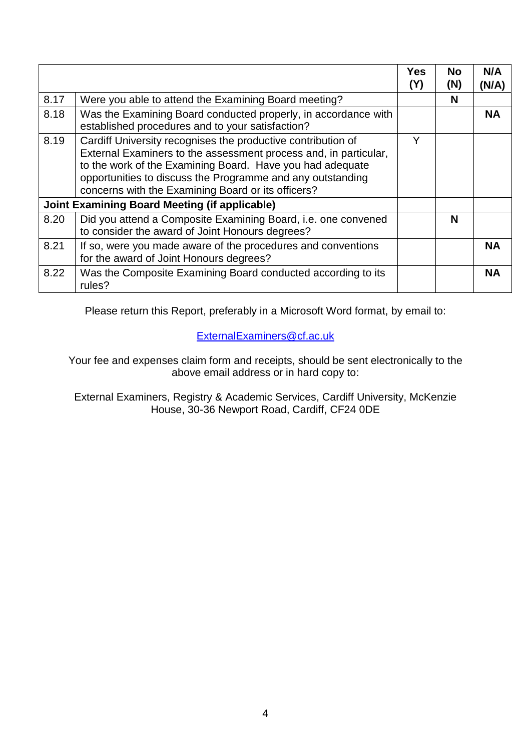| | | Yes (Y) | No (N) | N/A (N/A) |
|---|---|---|---|---|
| 8.17 | Were you able to attend the Examining Board meeting? | | **N** | |
| 8.18 | Was the Examining Board conducted properly, in accordance with established procedures and to your satisfaction? | | | **NA** |
| 8.19 | Cardiff University recognises the productive contribution of External Examiners to the assessment process and, in particular, to the work of the Examining Board. Have you had adequate opportunities to discuss the Programme and any outstanding concerns with the Examining Board or its officers? | Y | | |
| **Joint Examining Board Meeting (if applicable)** | | | | |
| 8.20 | Did you attend a Composite Examining Board, i.e. one convened to consider the award of Joint Honours degrees? | | **N** | |
| 8.21 | If so, were you made aware of the procedures and conventions for the award of Joint Honours degrees? | | | **NA** |
| 8.22 | Was the Composite Examining Board conducted according to its rules? | | | **NA** |

Please return this Report, preferably in a Microsoft Word format, by email to:

ExternalExaminers@cf.ac.uk

Your fee and expenses claim form and receipts, should be sent electronically to the above email address or in hard copy to:

External Examiners, Registry & Academic Services, Cardiff University, McKenzie House, 30-36 Newport Road, Cardiff, CF24 0DE